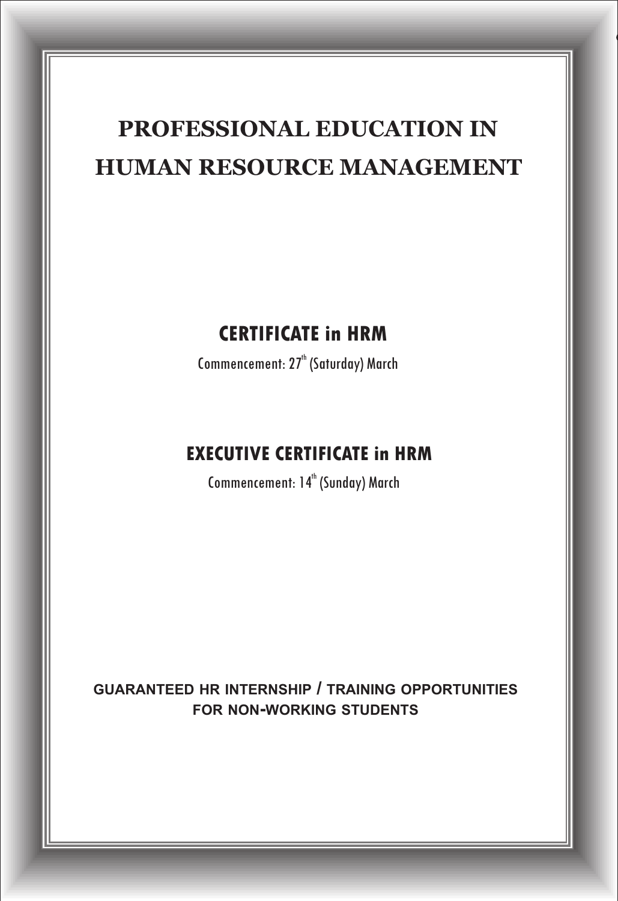# PROFESSIONAL EDUCATION IN HUMAN RESOURCE MANAGEMENT

## CERTIFICATE in HRM

Commencement: 27th (Saturday) March

## EXECUTIVE CERTIFICATE in HRM

Commencement: 14th (Sunday) March

**GUARANTEED HR INTERNSHIP / TRAINING OPPORTUNITIES FOR NON-WORKING STUDENTS**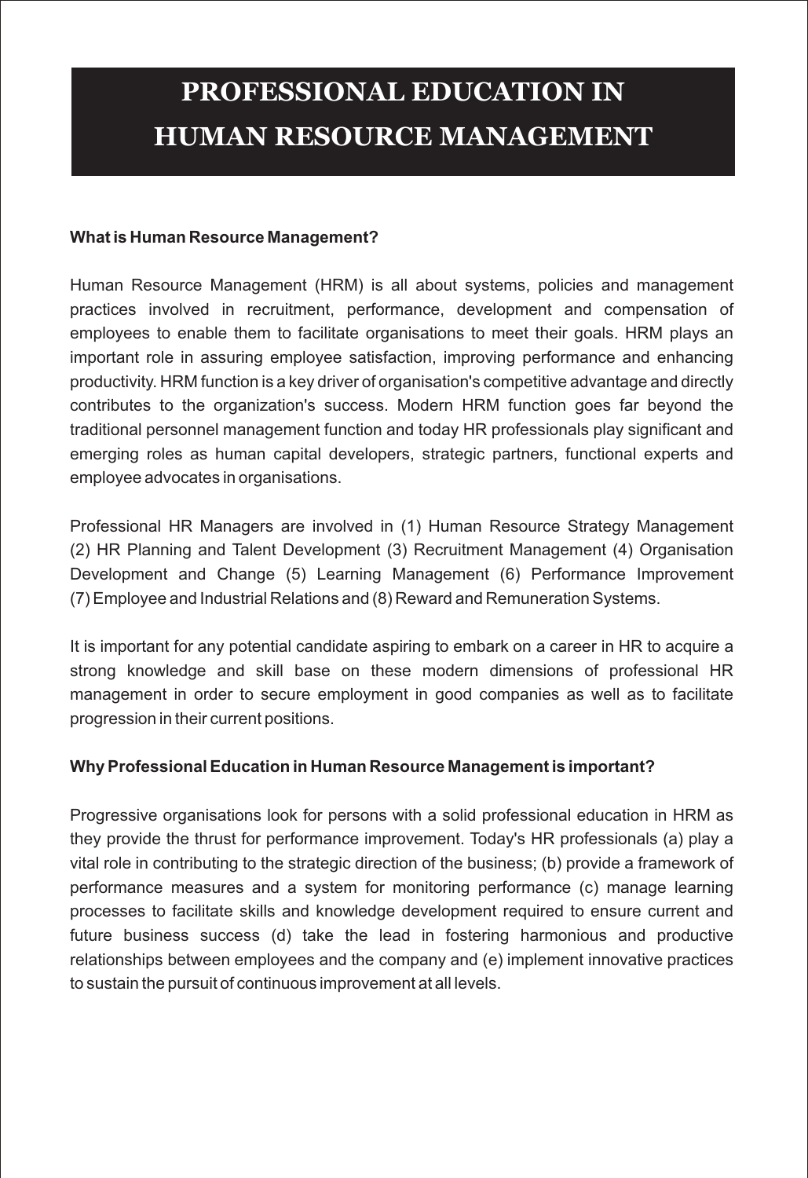# PROFESSIONAL EDUCATION IN HUMAN RESOURCE MANAGEMENT

**What is Human Resource Management?**

Human Resource Management (HRM) is all about systems, policies and management practices involved in recruitment, performance, development and compensation of employees to enable them to facilitate organisations to meet their goals. HRM plays an important role in assuring employee satisfaction, improving performance and enhancing productivity. HRM function is a key driver of organisation's competitive advantage and directly contributes to the organization's success. Modern HRM function goes far beyond the traditional personnel management function and today HR professionals play significant and emerging roles as human capital developers, strategic partners, functional experts and employee advocates in organisations.

Professional HR Managers are involved in (1) Human Resource Strategy Management (2) HR Planning and Talent Development (3) Recruitment Management (4) Organisation Development and Change (5) Learning Management (6) Performance Improvement (7) Employee and Industrial Relations and (8) Reward and Remuneration Systems.

It is important for any potential candidate aspiring to embark on a career in HR to acquire a strong knowledge and skill base on these modern dimensions of professional HR management in order to secure employment in good companies as well as to facilitate progression in their current positions.

**Why Professional Education in Human Resource Management is important?**

Progressive organisations look for persons with a solid professional education in HRM as they provide the thrust for performance improvement. Today's HR professionals (a) play a vital role in contributing to the strategic direction of the business; (b) provide a framework of performance measures and a system for monitoring performance (c) manage learning processes to facilitate skills and knowledge development required to ensure current and future business success (d) take the lead in fostering harmonious and productive relationships between employees and the company and (e) implement innovative practices to sustain the pursuit of continuous improvement at all levels.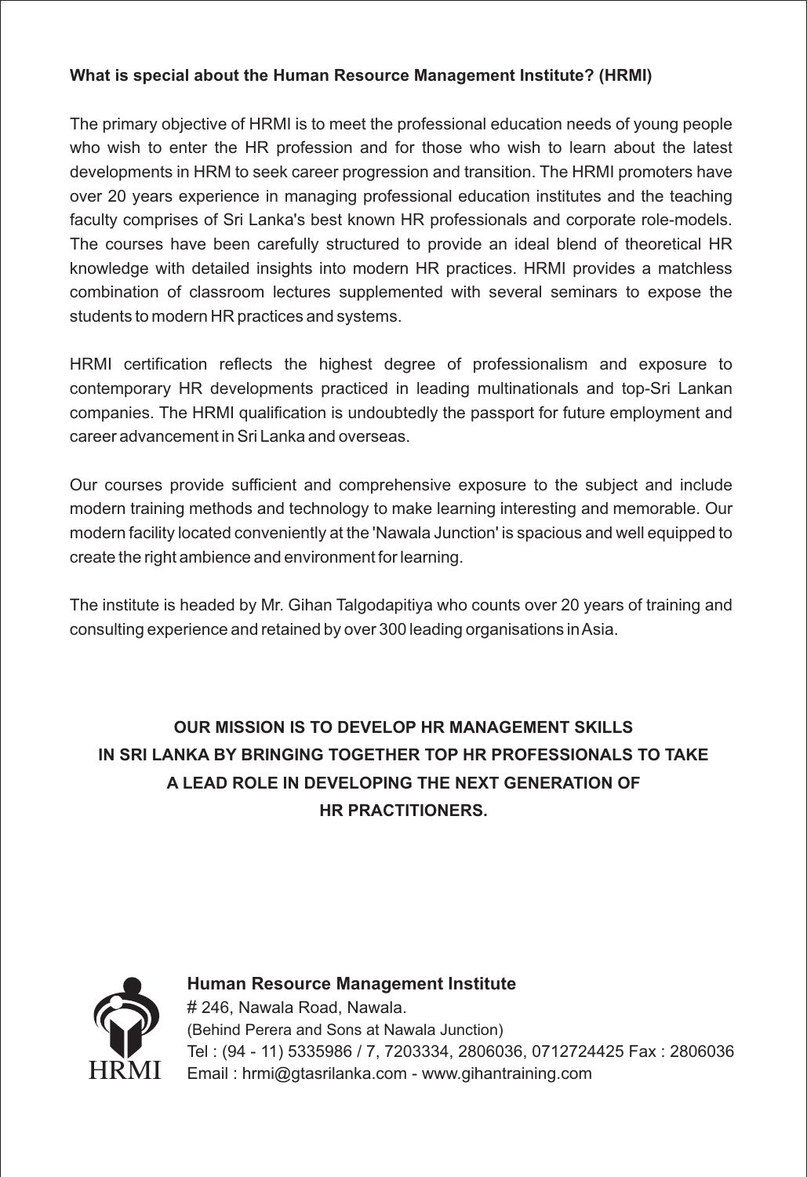**What is special about the Human Resource Management Institute? (HRMI)**

The primary objective of HRMI is to meet the professional education needs of young people who wish to enter the HR profession and for those who wish to learn about the latest developments in HRM to seek career progression and transition. The HRMI promoters have over 20 years experience in managing professional education institutes and the teaching faculty comprises of Sri Lanka's best known HR professionals and corporate role-models. The courses have been carefully structured to provide an ideal blend of theoretical HR knowledge with detailed insights into modern HR practices. HRMI provides a matchless combination of classroom lectures supplemented with several seminars to expose the students to modern HR practices and systems.

HRMI certification reflects the highest degree of professionalism and exposure to contemporary HR developments practiced in leading multinationals and top-Sri Lankan companies. The HRMI qualification is undoubtedly the passport for future employment and career advancement in Sri Lanka and overseas.

Our courses provide sufficient and comprehensive exposure to the subject and include modern training methods and technology to make learning interesting and memorable. Our modern facility located conveniently at the 'Nawala Junction' is spacious and well equipped to create the right ambience and environment for learning.

The institute is headed by Mr. Gihan Talgodapitiya who counts over 20 years of training and consulting experience and retained by over 300 leading organisations in Asia.

**OUR MISSION IS TO DEVELOP HR MANAGEMENT SKILLS IN SRI LANKA BY BRINGING TOGETHER TOP HR PROFESSIONALS TO TAKE A LEAD ROLE IN DEVELOPING THE NEXT GENERATION OF HR PRACTITIONERS.**

HRMI

**Human Resource Management Institute**
# 246, Nawala Road, Nawala.
(Behind Perera and Sons at Nawala Junction)
Tel : (94 - 11) 5335986 / 7, 7203334, 2806036, 0712724425 Fax : 2806036
Email : hrmi@gtasrilanka.com - www.gihantraining.com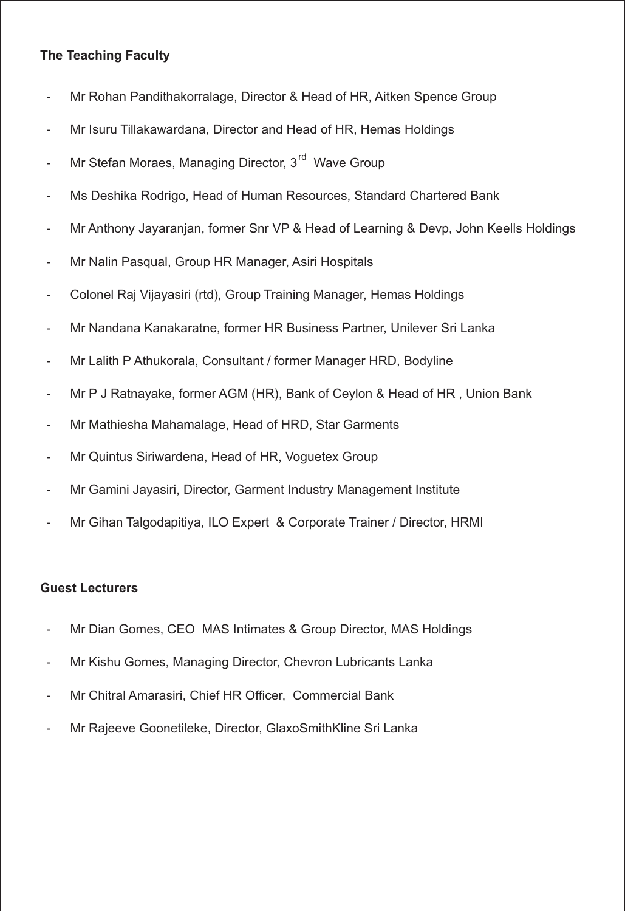**The Teaching Faculty**

- Mr Rohan Pandithakorralage, Director & Head of HR, Aitken Spence Group
- Mr Isuru Tillakawardana, Director and Head of HR, Hemas Holdings
- Mr Stefan Moraes, Managing Director, 3rd Wave Group
- Ms Deshika Rodrigo, Head of Human Resources, Standard Chartered Bank
- Mr Anthony Jayaranjan, former Snr VP & Head of Learning & Devp, John Keells Holdings
- Mr Nalin Pasqual, Group HR Manager, Asiri Hospitals
- Colonel Raj Vijayasiri (rtd), Group Training Manager, Hemas Holdings
- Mr Nandana Kanakaratne, former HR Business Partner, Unilever Sri Lanka
- Mr Lalith P Athukorala, Consultant / former Manager HRD, Bodyline
- Mr P J Ratnayake, former AGM (HR), Bank of Ceylon & Head of HR , Union Bank
- Mr Mathiesha Mahamalage, Head of HRD, Star Garments
- Mr Quintus Siriwardena, Head of HR, Voguetex Group
- Mr Gamini Jayasiri, Director, Garment Industry Management Institute
- Mr Gihan Talgodapitiya, ILO Expert & Corporate Trainer / Director, HRMI

**Guest Lecturers**

- Mr Dian Gomes, CEO MAS Intimates & Group Director, MAS Holdings
- Mr Kishu Gomes, Managing Director, Chevron Lubricants Lanka
- Mr Chitral Amarasiri, Chief HR Officer, Commercial Bank
- Mr Rajeeve Goonetileke, Director, GlaxoSmithKline Sri Lanka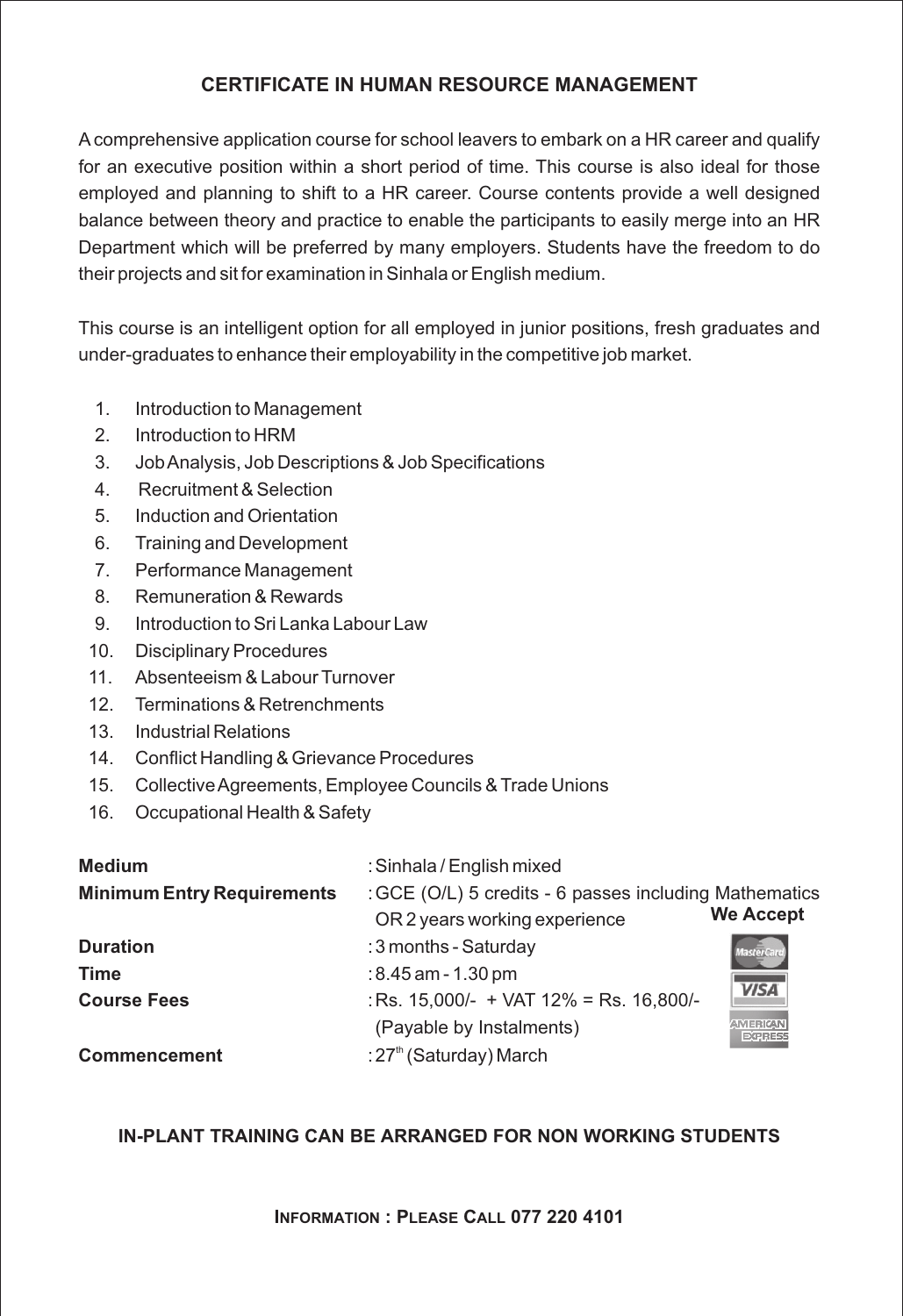## CERTIFICATE IN HUMAN RESOURCE MANAGEMENT

A comprehensive application course for school leavers to embark on a HR career and qualify for an executive position within a short period of time. This course is also ideal for those employed and planning to shift to a HR career. Course contents provide a well designed balance between theory and practice to enable the participants to easily merge into an HR Department which will be preferred by many employers. Students have the freedom to do their projects and sit for examination in Sinhala or English medium.

This course is an intelligent option for all employed in junior positions, fresh graduates and under-graduates to enhance their employability in the competitive job market.

1. Introduction to Management
2. Introduction to HRM
3. Job Analysis, Job Descriptions & Job Specifications
4. Recruitment & Selection
5. Induction and Orientation
6. Training and Development
7. Performance Management
8. Remuneration & Rewards
9. Introduction to Sri Lanka Labour Law
10. Disciplinary Procedures
11. Absenteeism & Labour Turnover
12. Terminations & Retrenchments
13. Industrial Relations
14. Conflict Handling & Grievance Procedures
15. Collective Agreements, Employee Councils & Trade Unions
16. Occupational Health & Safety

**Medium** : Sinhala / English mixed

**Minimum Entry Requirements** : GCE (O/L) 5 credits - 6 passes including Mathematics OR 2 years working experience

**Duration** : 3 months - Saturday

**Time** : 8.45 am - 1.30 pm

**Course Fees** : Rs. 15,000/- + VAT 12% = Rs. 16,800/- (Payable by Instalments)

**Commencement** : 27th (Saturday) March

**We Accept** MasterCard, VISA, American Express

**IN-PLANT TRAINING CAN BE ARRANGED FOR NON WORKING STUDENTS**

**INFORMATION : PLEASE CALL 077 220 4101**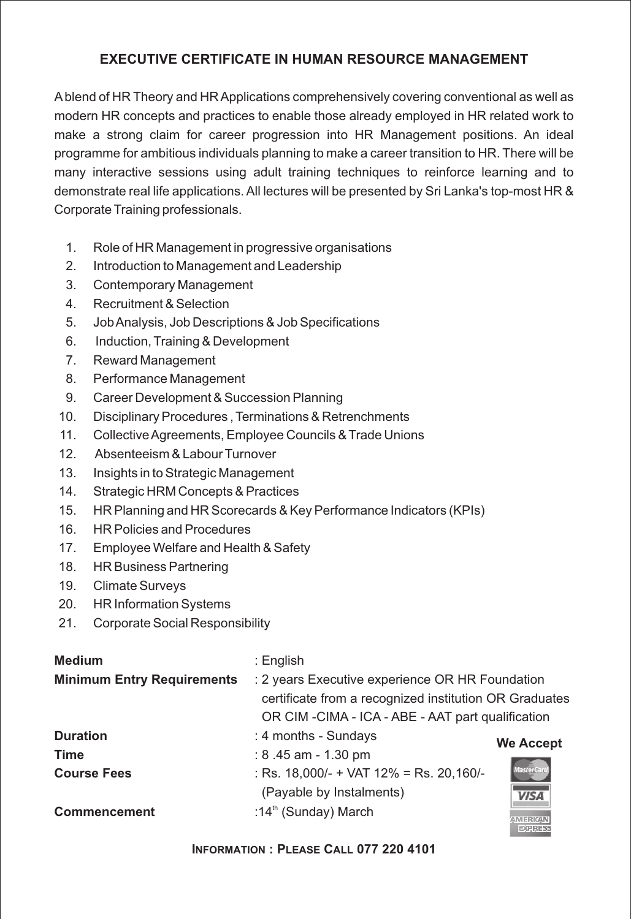## EXECUTIVE CERTIFICATE IN HUMAN RESOURCE MANAGEMENT

A blend of HR Theory and HR Applications comprehensively covering conventional as well as modern HR concepts and practices to enable those already employed in HR related work to make a strong claim for career progression into HR Management positions. An ideal programme for ambitious individuals planning to make a career transition to HR. There will be many interactive sessions using adult training techniques to reinforce learning and to demonstrate real life applications. All lectures will be presented by Sri Lanka's top-most HR & Corporate Training professionals.

1. Role of HR Management in progressive organisations
2. Introduction to Management and Leadership
3. Contemporary Management
4. Recruitment & Selection
5. Job Analysis, Job Descriptions & Job Specifications
6. Induction, Training & Development
7. Reward Management
8. Performance Management
9. Career Development & Succession Planning
10. Disciplinary Procedures , Terminations & Retrenchments
11. Collective Agreements, Employee Councils & Trade Unions
12. Absenteeism & Labour Turnover
13. Insights in to Strategic Management
14. Strategic HRM Concepts & Practices
15. HR Planning and HR Scorecards & Key Performance Indicators (KPIs)
16. HR Policies and Procedures
17. Employee Welfare and Health & Safety
18. HR Business Partnering
19. Climate Surveys
20. HR Information Systems
21. Corporate Social Responsibility

**Medium** : English

**Minimum Entry Requirements** : 2 years Executive experience OR HR Foundation certificate from a recognized institution OR Graduates OR CIM -CIMA - ICA - ABE - AAT part qualification

**Duration** : 4 months - Sundays

**Time** : 8 .45 am - 1.30 pm

**Course Fees** : Rs. 18,000/- + VAT 12% = Rs. 20,160/- (Payable by Instalments)

**Commencement** : 14th (Sunday) March

**We Accept**

MasterCard, VISA, American Express

**INFORMATION : PLEASE CALL 077 220 4101**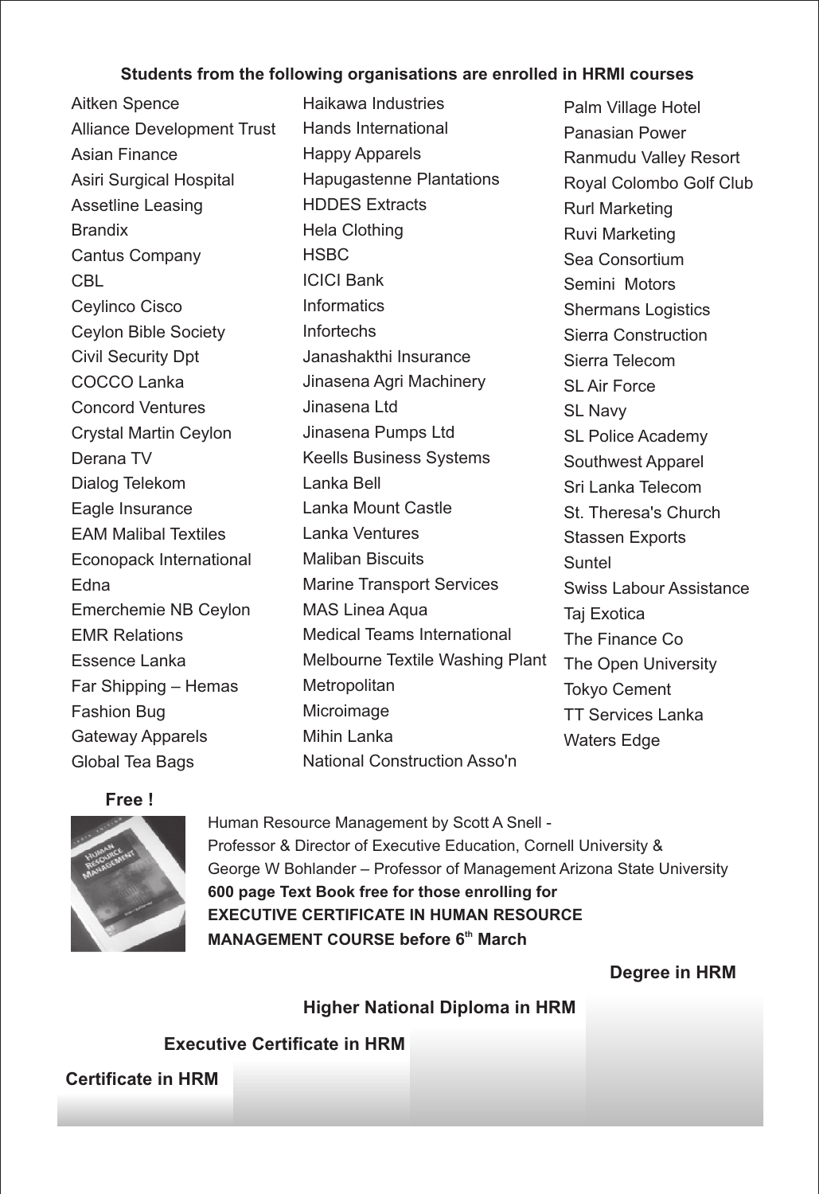**Students from the following organisations are enrolled in HRMI courses**

- Aitken Spence
- Alliance Development Trust
- Asian Finance
- Asiri Surgical Hospital
- Assetline Leasing
- Brandix
- Cantus Company
- CBL
- Ceylinco Cisco
- Ceylon Bible Society
- Civil Security Dpt
- COCCO Lanka
- Concord Ventures
- Crystal Martin Ceylon
- Derana TV
- Dialog Telekom
- Eagle Insurance
- EAM Malibal Textiles
- Econopack International
- Edna
- Emerchemie NB Ceylon
- EMR Relations
- Essence Lanka
- Far Shipping – Hemas
- Fashion Bug
- Gateway Apparels
- Global Tea Bags
- Haikawa Industries
- Hands International
- Happy Apparels
- Hapugastenne Plantations
- HDDES Extracts
- Hela Clothing
- HSBC
- ICICI Bank
- Informatics
- Infortechs
- Janashakthi Insurance
- Jinasena Agri Machinery
- Jinasena Ltd
- Jinasena Pumps Ltd
- Keells Business Systems
- Lanka Bell
- Lanka Mount Castle
- Lanka Ventures
- Maliban Biscuits
- Marine Transport Services
- MAS Linea Aqua
- Medical Teams International
- Melbourne Textile Washing Plant
- Metropolitan
- Microimage
- Mihin Lanka
- National Construction Asso'n
- Palm Village Hotel
- Panasian Power
- Ranmudu Valley Resort
- Royal Colombo Golf Club
- Rurl Marketing
- Ruvi Marketing
- Sea Consortium
- Semini Motors
- Shermans Logistics
- Sierra Construction
- Sierra Telecom
- SL Air Force
- SL Navy
- SL Police Academy
- Southwest Apparel
- Sri Lanka Telecom
- St. Theresa's Church
- Stassen Exports
- Suntel
- Swiss Labour Assistance
- Taj Exotica
- The Finance Co
- The Open University
- Tokyo Cement
- TT Services Lanka
- Waters Edge

**Free !**

Human Resource Management by Scott A Snell - Professor & Director of Executive Education, Cornell University & George W Bohlander – Professor of Management Arizona State University
**600 page Text Book free for those enrolling for EXECUTIVE CERTIFICATE IN HUMAN RESOURCE MANAGEMENT COURSE before 6th March**

**Degree in HRM**

**Higher National Diploma in HRM**

**Executive Certificate in HRM**

**Certificate in HRM**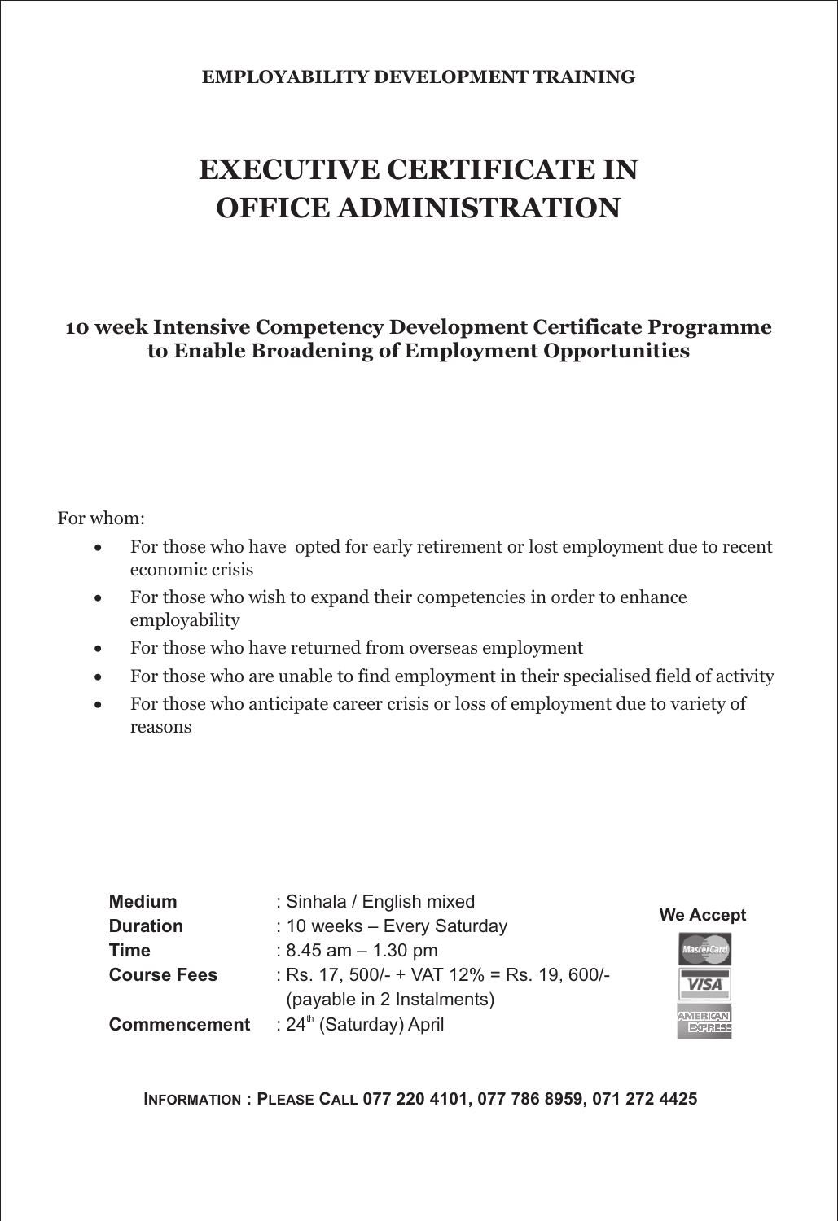**EMPLOYABILITY DEVELOPMENT TRAINING**

# EXECUTIVE CERTIFICATE IN OFFICE ADMINISTRATION

### 10 week Intensive Competency Development Certificate Programme to Enable Broadening of Employment Opportunities

For whom:

- For those who have opted for early retirement or lost employment due to recent economic crisis
- For those who wish to expand their competencies in order to enhance employability
- For those who have returned from overseas employment
- For those who are unable to find employment in their specialised field of activity
- For those who anticipate career crisis or loss of employment due to variety of reasons

**Medium** : Sinhala / English mixed
**Duration** : 10 weeks – Every Saturday
**Time** : 8.45 am – 1.30 pm
**Course Fees** : Rs. 17, 500/- + VAT 12% = Rs. 19, 600/- (payable in 2 Instalments)
**Commencement** : 24th (Saturday) April

**We Accept**

MasterCard
VISA
AMERICAN EXPRESS

**INFORMATION : PLEASE CALL 077 220 4101, 077 786 8959, 071 272 4425**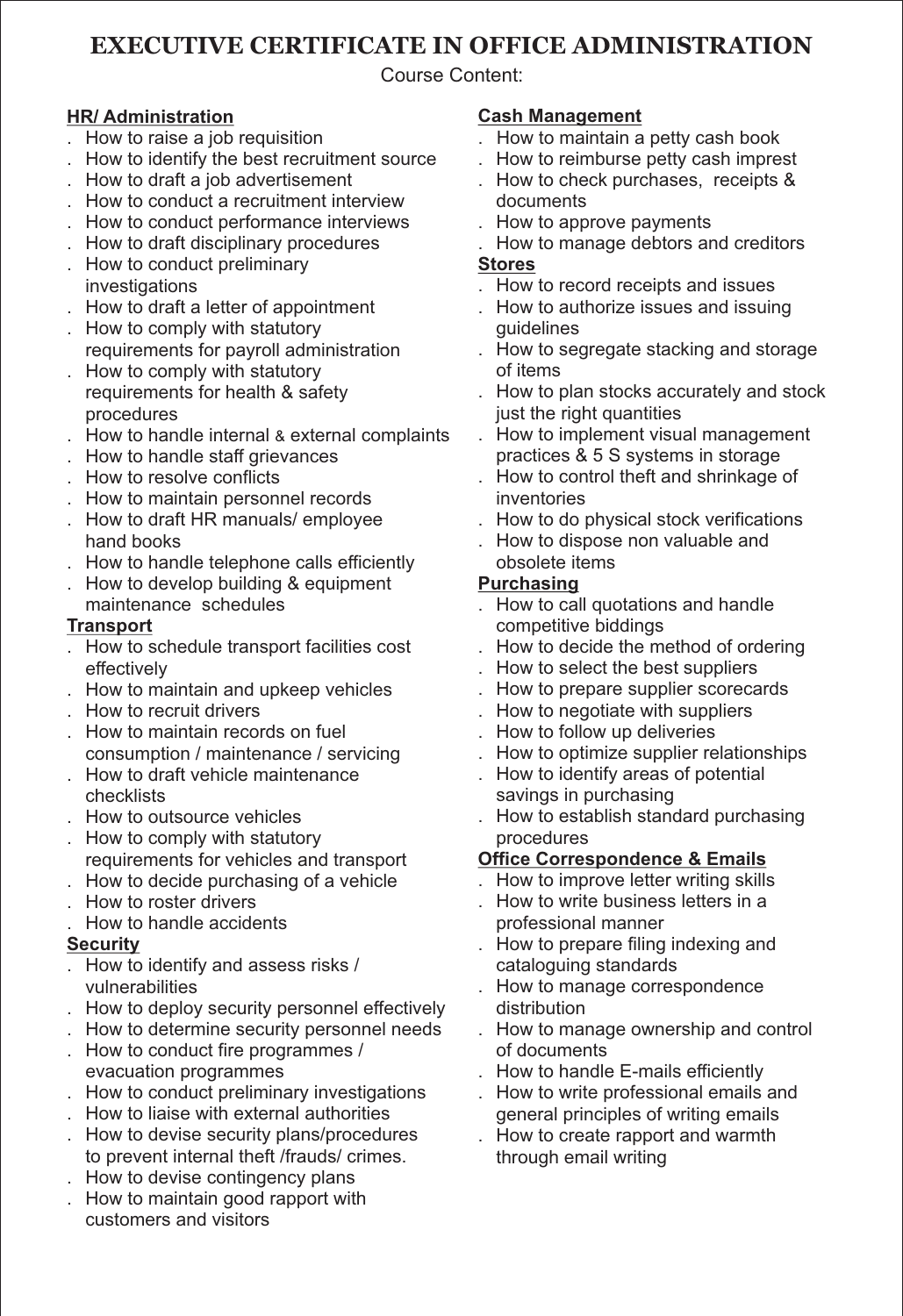# EXECUTIVE CERTIFICATE IN OFFICE ADMINISTRATION

Course Content:

**HR/ Administration**

- How to raise a job requisition
- How to identify the best recruitment source
- How to draft a job advertisement
- How to conduct a recruitment interview
- How to conduct performance interviews
- How to draft disciplinary procedures
- How to conduct preliminary investigations
- How to draft a letter of appointment
- How to comply with statutory requirements for payroll administration
- How to comply with statutory requirements for health & safety procedures
- How to handle internal & external complaints
- How to handle staff grievances
- How to resolve conflicts
- How to maintain personnel records
- How to draft HR manuals/ employee hand books
- How to handle telephone calls efficiently
- How to develop building & equipment maintenance schedules

**Transport**

- How to schedule transport facilities cost effectively
- How to maintain and upkeep vehicles
- How to recruit drivers
- How to maintain records on fuel consumption / maintenance / servicing
- How to draft vehicle maintenance checklists
- How to outsource vehicles
- How to comply with statutory requirements for vehicles and transport
- How to decide purchasing of a vehicle
- How to roster drivers
- How to handle accidents

**Security**

- How to identify and assess risks / vulnerabilities
- How to deploy security personnel effectively
- How to determine security personnel needs
- How to conduct fire programmes / evacuation programmes
- How to conduct preliminary investigations
- How to liaise with external authorities
- How to devise security plans/procedures to prevent internal theft /frauds/ crimes.
- How to devise contingency plans
- How to maintain good rapport with customers and visitors

**Cash Management**

- How to maintain a petty cash book
- How to reimburse petty cash imprest
- How to check purchases, receipts & documents
- How to approve payments
- How to manage debtors and creditors

**Stores**

- How to record receipts and issues
- How to authorize issues and issuing guidelines
- How to segregate stacking and storage of items
- How to plan stocks accurately and stock just the right quantities
- How to implement visual management practices & 5 S systems in storage
- How to control theft and shrinkage of inventories
- How to do physical stock verifications
- How to dispose non valuable and obsolete items

**Purchasing**

- How to call quotations and handle competitive biddings
- How to decide the method of ordering
- How to select the best suppliers
- How to prepare supplier scorecards
- How to negotiate with suppliers
- How to follow up deliveries
- How to optimize supplier relationships
- How to identify areas of potential savings in purchasing
- How to establish standard purchasing procedures

**Office Correspondence & Emails**

- How to improve letter writing skills
- How to write business letters in a professional manner
- How to prepare filing indexing and cataloguing standards
- How to manage correspondence distribution
- How to manage ownership and control of documents
- How to handle E-mails efficiently
- How to write professional emails and general principles of writing emails
- How to create rapport and warmth through email writing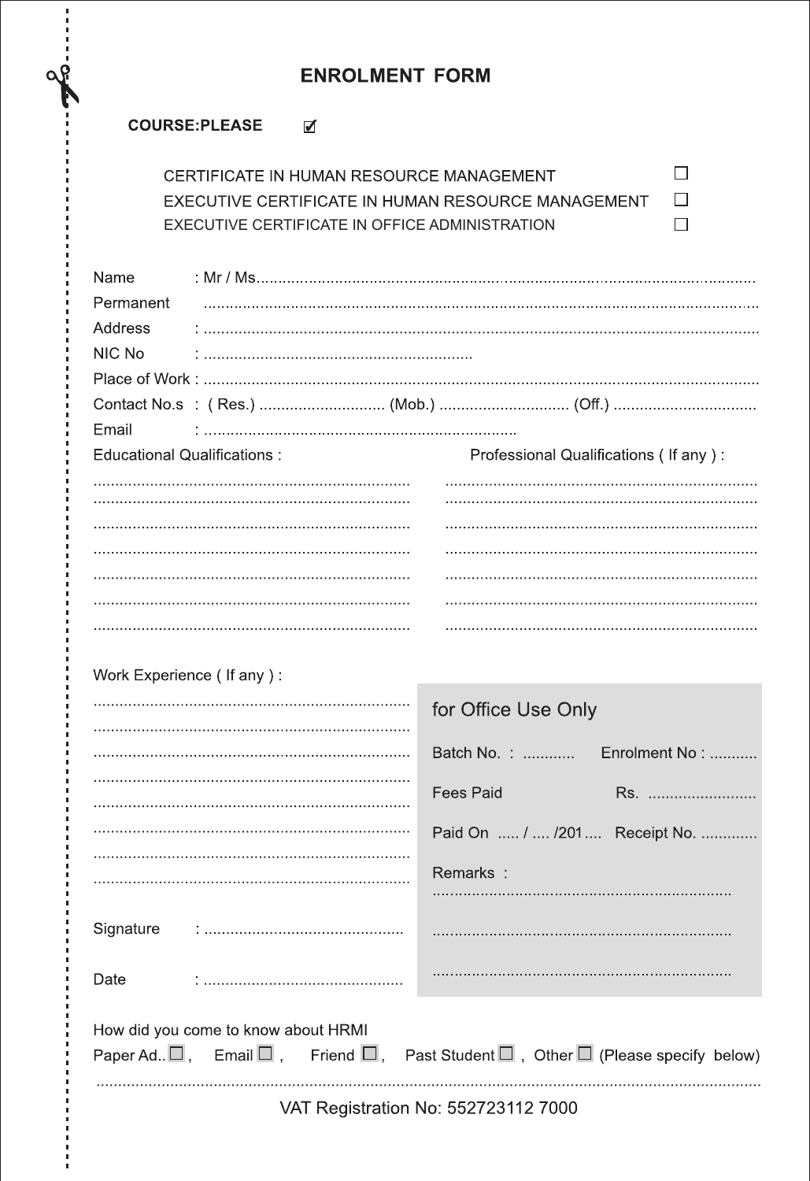# ENROLMENT FORM

**COURSE:PLEASE** ☑

- CERTIFICATE IN HUMAN RESOURCE MANAGEMENT ☐
- EXECUTIVE CERTIFICATE IN HUMAN RESOURCE MANAGEMENT ☐
- EXECUTIVE CERTIFICATE IN OFFICE ADMINISTRATION ☐

Name : Mr / Ms..........................................................................................................................

Permanent ..........................................................................................................................

Address : ..........................................................................................................................

NIC No : .............................................................

Place of Work : ..........................................................................................................................

Contact No.s : ( Res.) ............................ (Mob.) ............................ (Off.) ................................

Email : .......................................................................

Educational Qualifications :

........................................................................
........................................................................
........................................................................
........................................................................
........................................................................
........................................................................
........................................................................

Professional Qualifications ( If any ) :

.......................................................................
.......................................................................
.......................................................................
.......................................................................
.......................................................................
.......................................................................
.......................................................................

Work Experience ( If any ) :

........................................................................
........................................................................
........................................................................
........................................................................
........................................................................
........................................................................
........................................................................
........................................................................

Signature : .............................................

Date : .............................................

**for Office Use Only**

Batch No. : ............ Enrolment No : ...........

Fees Paid Rs. .........................

Paid On ..... / .... /201.... Receipt No. .............

Remarks :

....................................................................

....................................................................

....................................................................

How did you come to know about HRMI

Paper Ad.. ☐ , Email ☐ , Friend ☐ , Past Student ☐ , Other ☐ (Please specify below)

..........................................................................................................................................

VAT Registration No: 552723112 7000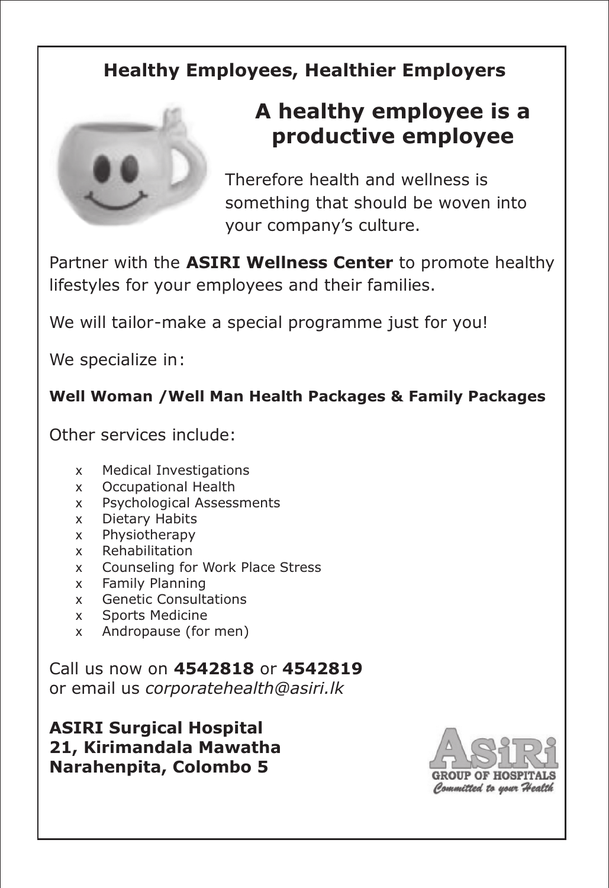## Healthy Employees, Healthier Employers

# A healthy employee is a productive employee

Therefore health and wellness is something that should be woven into your company's culture.

Partner with the **ASIRI Wellness Center** to promote healthy lifestyles for your employees and their families.

We will tailor-make a special programme just for you!

We specialize in:

**Well Woman /Well Man Health Packages & Family Packages**

Other services include:

- Medical Investigations
- Occupational Health
- Psychological Assessments
- Dietary Habits
- Physiotherapy
- Rehabilitation
- Counseling for Work Place Stress
- Family Planning
- Genetic Consultations
- Sports Medicine
- Andropause (for men)

Call us now on **4542818** or **4542819**
or email us *corporatehealth@asiri.lk*

**ASIRI Surgical Hospital**
**21, Kirimandala Mawatha**
**Narahenpita, Colombo 5**

ASIRI GROUP OF HOSPITALS
*Committed to your Health*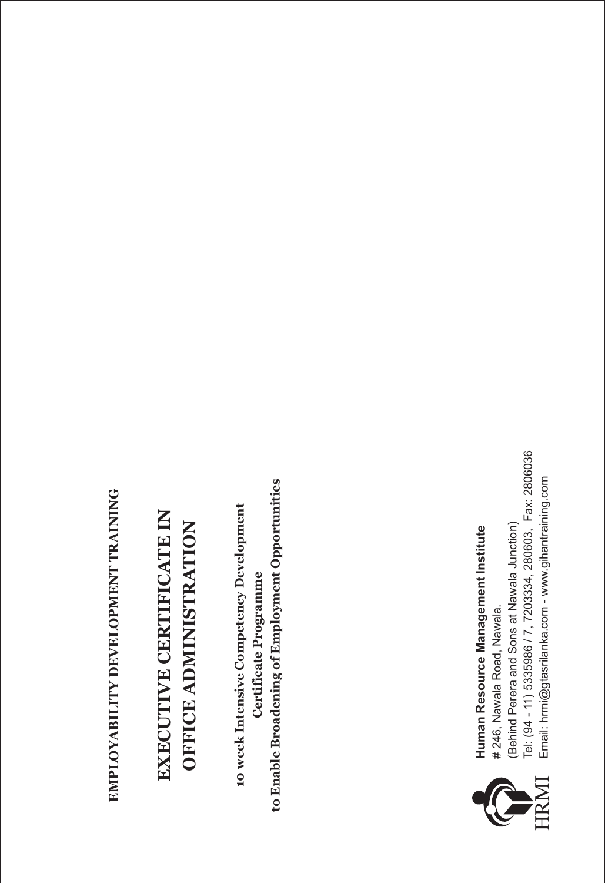**EMPLOYABILITY DEVELOPMENT TRAINING**

# EXECUTIVE CERTIFICATE IN OFFICE ADMINISTRATION

**10 week Intensive Competency Development Certificate Programme to Enable Broadening of Employment Opportunities**

HRMI

**Human Resource Management Institute**
# 246, Nawala Road, Nawala.
(Behind Perera and Sons at Nawala Junction)
Tel: (94 - 11) 5335986 / 7, 7203334, 280603, Fax: 2806036
Email: hrmi@gtasrilanka.com - www.gihantraining.com